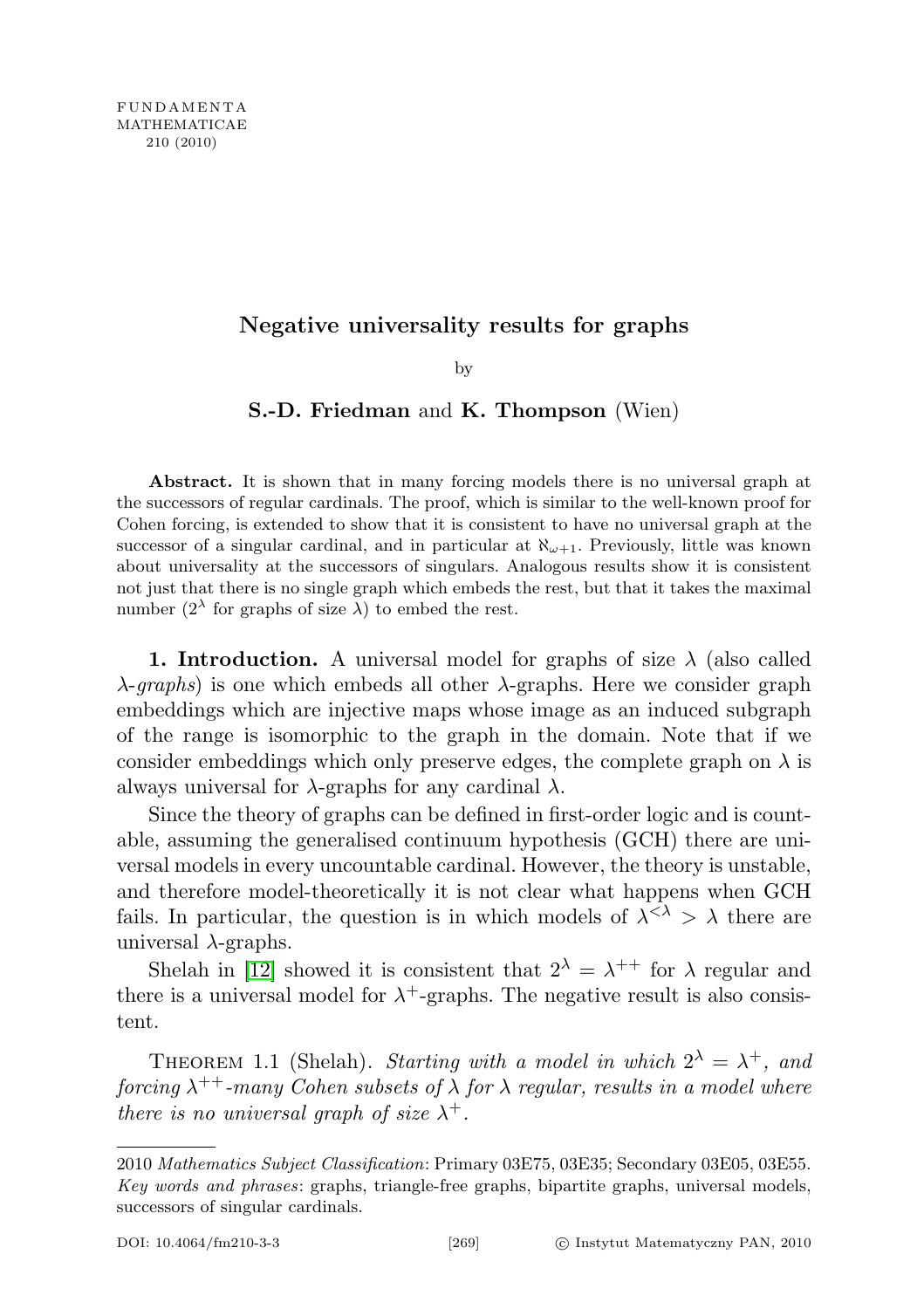# Negative universality results for graphs

by

**S.-D. Friedman** and **K. Thompson** (Wien)

**Abstract.** It is shown that in many forcing models there is no universal graph at the successors of regular cardinals. The proof, which is similar to the well-known proof for Cohen forcing, is extended to show that it is consistent to have no universal graph at the successor of a singular cardinal, and in particular at $\aleph_{\omega+1}$. Previously, little was known about universality at the successors of singulars. Analogous results show it is consistent not just that there is no single graph which embeds the rest, but that it takes the maximal number ($2^\lambda$ for graphs of size $\lambda$) to embed the rest.

**1. Introduction.** A universal model for graphs of size $\lambda$ (also called $\lambda$-*graphs*) is one which embeds all other $\lambda$-graphs. Here we consider graph embeddings which are injective maps whose image as an induced subgraph of the range is isomorphic to the graph in the domain. Note that if we consider embeddings which only preserve edges, the complete graph on $\lambda$ is always universal for $\lambda$-graphs for any cardinal $\lambda$.

Since the theory of graphs can be defined in first-order logic and is countable, assuming the generalised continuum hypothesis (GCH) there are universal models in every uncountable cardinal. However, the theory is unstable, and therefore model-theoretically it is not clear what happens when GCH fails. In particular, the question is in which models of $\lambda^{<\lambda} > \lambda$ there are universal $\lambda$-graphs.

Shelah in [12] showed it is consistent that $2^\lambda = \lambda^{++}$ for $\lambda$ regular and there is a universal model for $\lambda^+$-graphs. The negative result is also consistent.

Theorem 1.1 (Shelah). *Starting with a model in which $2^\lambda = \lambda^+$, and forcing $\lambda^{++}$-many Cohen subsets of $\lambda$ for $\lambda$ regular, results in a model where there is no universal graph of size $\lambda^+$.*

---

2010 *Mathematics Subject Classification*: Primary 03E75, 03E35; Secondary 03E05, 03E55.
*Key words and phrases*: graphs, triangle-free graphs, bipartite graphs, universal models, successors of singular cardinals.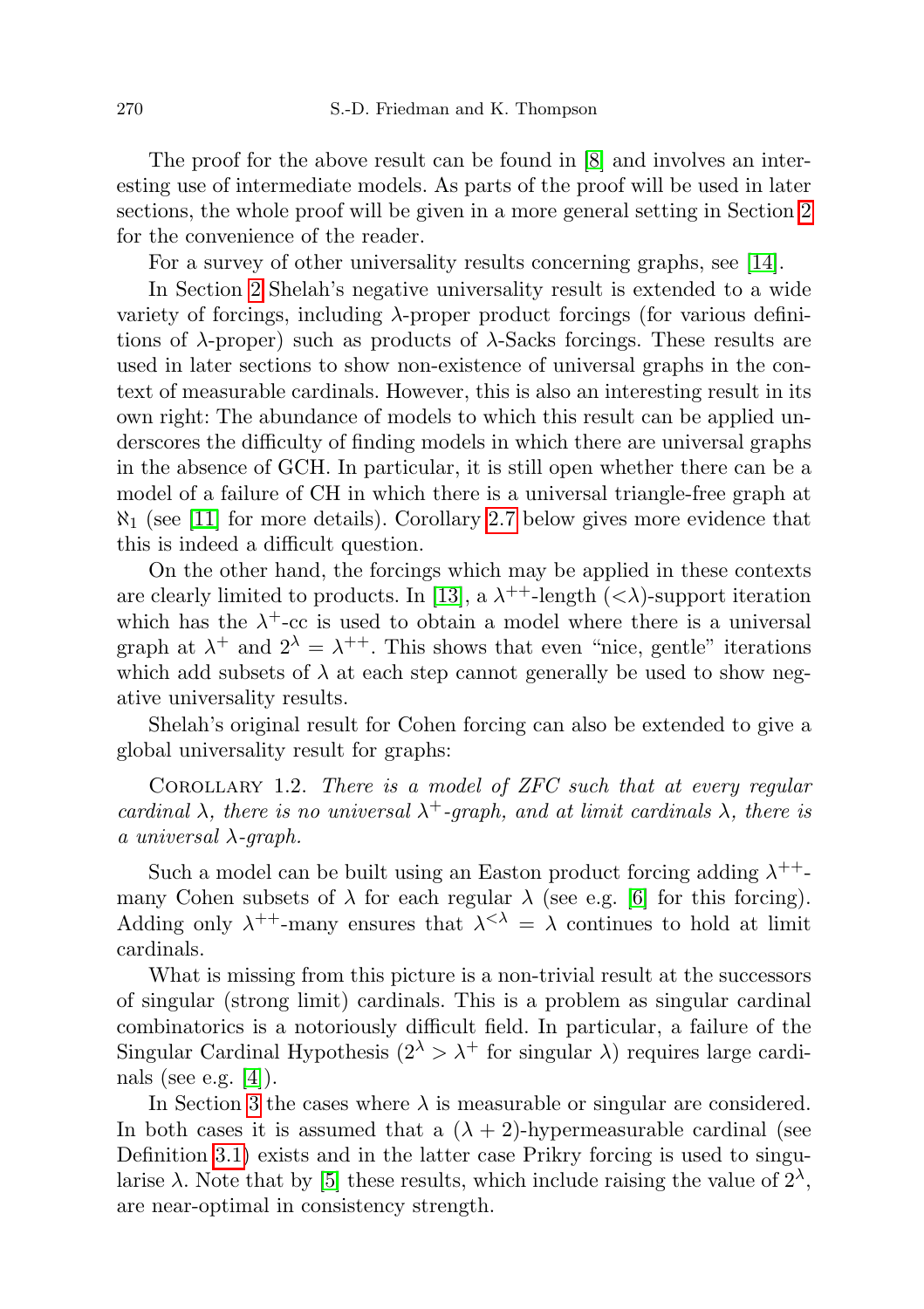The proof for the above result can be found in [8] and involves an interesting use of intermediate models. As parts of the proof will be used in later sections, the whole proof will be given in a more general setting in Section 2 for the convenience of the reader.

For a survey of other universality results concerning graphs, see [14].

In Section 2 Shelah's negative universality result is extended to a wide variety of forcings, including $\lambda$-proper product forcings (for various definitions of $\lambda$-proper) such as products of $\lambda$-Sacks forcings. These results are used in later sections to show non-existence of universal graphs in the context of measurable cardinals. However, this is also an interesting result in its own right: The abundance of models to which this result can be applied underscores the difficulty of finding models in which there are universal graphs in the absence of GCH. In particular, it is still open whether there can be a model of a failure of CH in which there is a universal triangle-free graph at $\aleph_1$ (see [11] for more details). Corollary 2.7 below gives more evidence that this is indeed a difficult question.

On the other hand, the forcings which may be applied in these contexts are clearly limited to products. In [13], a $\lambda^{++}$-length ($<\lambda$)-support iteration which has the $\lambda^+$-cc is used to obtain a model where there is a universal graph at $\lambda^+$ and $2^\lambda = \lambda^{++}$. This shows that even "nice, gentle" iterations which add subsets of $\lambda$ at each step cannot generally be used to show negative universality results.

Shelah's original result for Cohen forcing can also be extended to give a global universality result for graphs:

Corollary 1.2. *There is a model of ZFC such that at every regular cardinal $\lambda$, there is no universal $\lambda^+$-graph, and at limit cardinals $\lambda$, there is a universal $\lambda$-graph.*

Such a model can be built using an Easton product forcing adding $\lambda^{++}$-many Cohen subsets of $\lambda$ for each regular $\lambda$ (see e.g. [6] for this forcing). Adding only $\lambda^{++}$-many ensures that $\lambda^{<\lambda} = \lambda$ continues to hold at limit cardinals.

What is missing from this picture is a non-trivial result at the successors of singular (strong limit) cardinals. This is a problem as singular cardinal combinatorics is a notoriously difficult field. In particular, a failure of the Singular Cardinal Hypothesis ($2^\lambda > \lambda^+$ for singular $\lambda$) requires large cardinals (see e.g. [4]).

In Section 3 the cases where $\lambda$ is measurable or singular are considered. In both cases it is assumed that a $(\lambda + 2)$-hypermeasurable cardinal (see Definition 3.1) exists and in the latter case Prikry forcing is used to singularise $\lambda$. Note that by [5] these results, which include raising the value of $2^\lambda$, are near-optimal in consistency strength.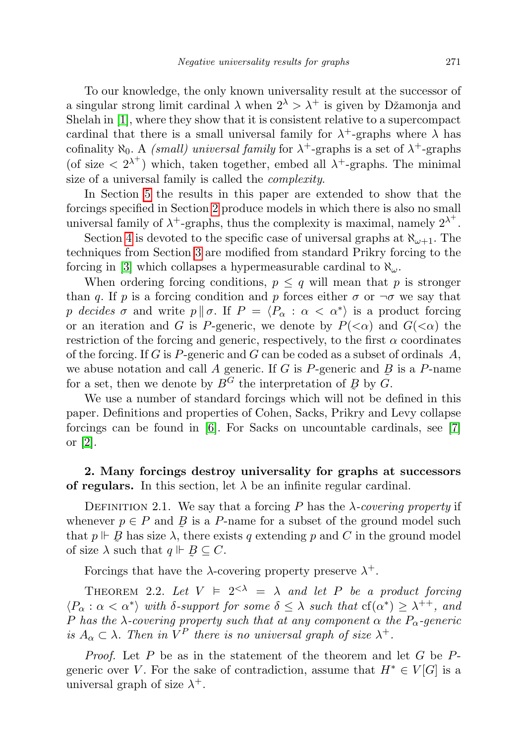To our knowledge, the only known universality result at the successor of a singular strong limit cardinal $\lambda$ when $2^\lambda > \lambda^+$ is given by Džamonja and Shelah in [1], where they show that it is consistent relative to a supercompact cardinal that there is a small universal family for $\lambda^+$-graphs where $\lambda$ has cofinality $\aleph_0$. A *(small) universal family* for $\lambda^+$-graphs is a set of $\lambda^+$-graphs (of size $< 2^{\lambda^+}$) which, taken together, embed all $\lambda^+$-graphs. The minimal size of a universal family is called the *complexity*.

In Section 5 the results in this paper are extended to show that the forcings specified in Section 2 produce models in which there is also no small universal family of $\lambda^+$-graphs, thus the complexity is maximal, namely $2^{\lambda^+}$.

Section 4 is devoted to the specific case of universal graphs at $\aleph_{\omega+1}$. The techniques from Section 3 are modified from standard Prikry forcing to the forcing in [3] which collapses a hypermeasurable cardinal to $\aleph_\omega$.

When ordering forcing conditions, $p \le q$ will mean that $p$ is stronger than $q$. If $p$ is a forcing condition and $p$ forces either $\sigma$ or $\neg\sigma$ we say that $p$ *decides* $\sigma$ and write $p \parallel \sigma$. If $P = \langle P_\alpha : \alpha < \alpha^* \rangle$ is a product forcing or an iteration and $G$ is $P$-generic, we denote by $P({<}\alpha)$ and $G({<}\alpha)$ the restriction of the forcing and generic, respectively, to the first $\alpha$ coordinates of the forcing. If $G$ is $P$-generic and $G$ can be coded as a subset of ordinals $A$, we abuse notation and call $A$ generic. If $G$ is $P$-generic and $\underset{\sim}{B}$ is a $P$-name for a set, then we denote by $B^G$ the interpretation of $\underset{\sim}{B}$ by $G$.

We use a number of standard forcings which will not be defined in this paper. Definitions and properties of Cohen, Sacks, Prikry and Levy collapse forcings can be found in [6]. For Sacks on uncountable cardinals, see [7] or [2].

**2. Many forcings destroy universality for graphs at successors of regulars.** In this section, let $\lambda$ be an infinite regular cardinal.

Definition 2.1. We say that a forcing $P$ has the *$\lambda$-covering property* if whenever $p \in P$ and $\underset{\sim}{B}$ is a $P$-name for a subset of the ground model such that $p \Vdash \underset{\sim}{B}$ has size $\lambda$, there exists $q$ extending $p$ and $C$ in the ground model of size $\lambda$ such that $q \Vdash \underset{\sim}{B} \subseteq C$.

Forcings that have the $\lambda$-covering property preserve $\lambda^+$.

Theorem 2.2. *Let $V \vDash 2^{<\lambda} = \lambda$ and let $P$ be a product forcing $\langle P_\alpha : \alpha < \alpha^* \rangle$ with $\delta$-support for some $\delta \le \lambda$ such that $\mathrm{cf}(\alpha^*) \ge \lambda^{++}$, and $P$ has the $\lambda$-covering property such that at any component $\alpha$ the $P_\alpha$-generic is $A_\alpha \subset \lambda$. Then in $V^P$ there is no universal graph of size $\lambda^+$.*

*Proof.* Let $P$ be as in the statement of the theorem and let $G$ be $P$-generic over $V$. For the sake of contradiction, assume that $H^* \in V[G]$ is a universal graph of size $\lambda^+$.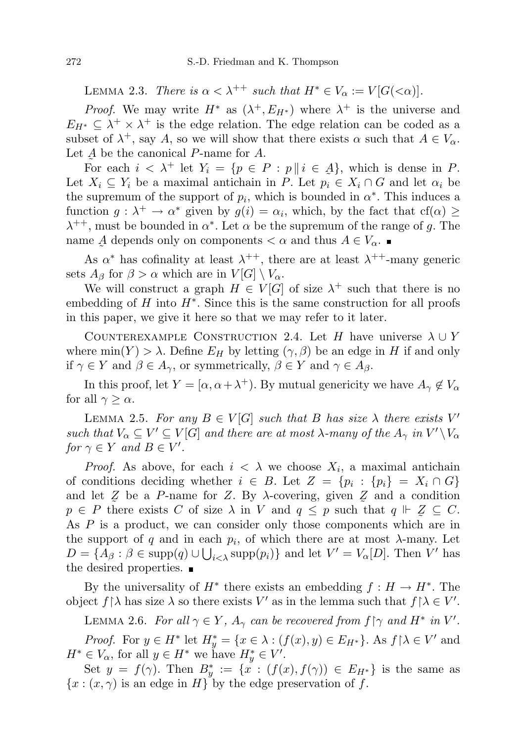Lemma 2.3. *There is $\alpha < \lambda^{++}$ such that $H^* \in V_\alpha := V[G({<}\alpha)]$.*

*Proof.* We may write $H^*$ as $(\lambda^+, E_{H^*})$ where $\lambda^+$ is the universe and $E_{H^*} \subseteq \lambda^+ \times \lambda^+$ is the edge relation. The edge relation can be coded as a subset of $\lambda^+$, say $A$, so we will show that there exists $\alpha$ such that $A \in V_\alpha$. Let $\underset{\sim}{A}$ be the canonical $P$-name for $A$.

For each $i < \lambda^+$ let $Y_i = \{p \in P : p \parallel i \in \underset{\sim}{A}\}$, which is dense in $P$. Let $X_i \subseteq Y_i$ be a maximal antichain in $P$. Let $p_i \in X_i \cap G$ and let $\alpha_i$ be the supremum of the support of $p_i$, which is bounded in $\alpha^*$. This induces a function $g : \lambda^+ \to \alpha^*$ given by $g(i) = \alpha_i$, which, by the fact that $\mathrm{cf}(\alpha) \geq \lambda^{++}$, must be bounded in $\alpha^*$. Let $\alpha$ be the supremum of the range of $g$. The name $\underset{\sim}{A}$ depends only on components $< \alpha$ and thus $A \in V_\alpha$. ∎

As $\alpha^*$ has cofinality at least $\lambda^{++}$, there are at least $\lambda^{++}$-many generic sets $A_\beta$ for $\beta > \alpha$ which are in $V[G] \setminus V_\alpha$.

We will construct a graph $H \in V[G]$ of size $\lambda^+$ such that there is no embedding of $H$ into $H^*$. Since this is the same construction for all proofs in this paper, we give it here so that we may refer to it later.

Counterexample Construction 2.4. Let $H$ have universe $\lambda \cup Y$ where $\min(Y) > \lambda$. Define $E_H$ by letting $(\gamma, \beta)$ be an edge in $H$ if and only if $\gamma \in Y$ and $\beta \in A_\gamma$, or symmetrically, $\beta \in Y$ and $\gamma \in A_\beta$.

In this proof, let $Y = [\alpha, \alpha + \lambda^+)$. By mutual genericity we have $A_\gamma \notin V_\alpha$ for all $\gamma \geq \alpha$.

Lemma 2.5. *For any $B \in V[G]$ such that $B$ has size $\lambda$ there exists $V'$ such that $V_\alpha \subseteq V' \subseteq V[G]$ and there are at most $\lambda$-many of the $A_\gamma$ in $V' \setminus V_\alpha$ for $\gamma \in Y$ and $B \in V'$.*

*Proof.* As above, for each $i < \lambda$ we choose $X_i$, a maximal antichain of conditions deciding whether $i \in B$. Let $Z = \{p_i : \{p_i\} = X_i \cap G\}$ and let $\underset{\sim}{Z}$ be a $P$-name for $Z$. By $\lambda$-covering, given $\underset{\sim}{Z}$ and a condition $p \in P$ there exists $C$ of size $\lambda$ in $V$ and $q \leq p$ such that $q \Vdash \underset{\sim}{Z} \subseteq C$. As $P$ is a product, we can consider only those components which are in the support of $q$ and in each $p_i$, of which there are at most $\lambda$-many. Let $D = \{A_\beta : \beta \in \mathrm{supp}(q) \cup \bigcup_{i<\lambda} \mathrm{supp}(p_i)\}$ and let $V' = V_\alpha[D]$. Then $V'$ has the desired properties. ∎

By the universality of $H^*$ there exists an embedding $f : H \to H^*$. The object $f{\restriction}\lambda$ has size $\lambda$ so there exists $V'$ as in the lemma such that $f{\restriction}\lambda \in V'$.

Lemma 2.6. *For all $\gamma \in Y$, $A_\gamma$ can be recovered from $f{\restriction}\gamma$ and $H^*$ in $V'$.*

*Proof.* For $y \in H^*$ let $H^*_y = \{x \in \lambda : (f(x), y) \in E_{H^*}\}$. As $f{\restriction}\lambda \in V'$ and $H^* \in V_\alpha$, for all $y \in H^*$ we have $H^*_y \in V'$.

Set $y = f(\gamma)$. Then $B^*_y := \{x : (f(x), f(\gamma)) \in E_{H^*}\}$ is the same as $\{x : (x, \gamma) \text{ is an edge in } H\}$ by the edge preservation of $f$.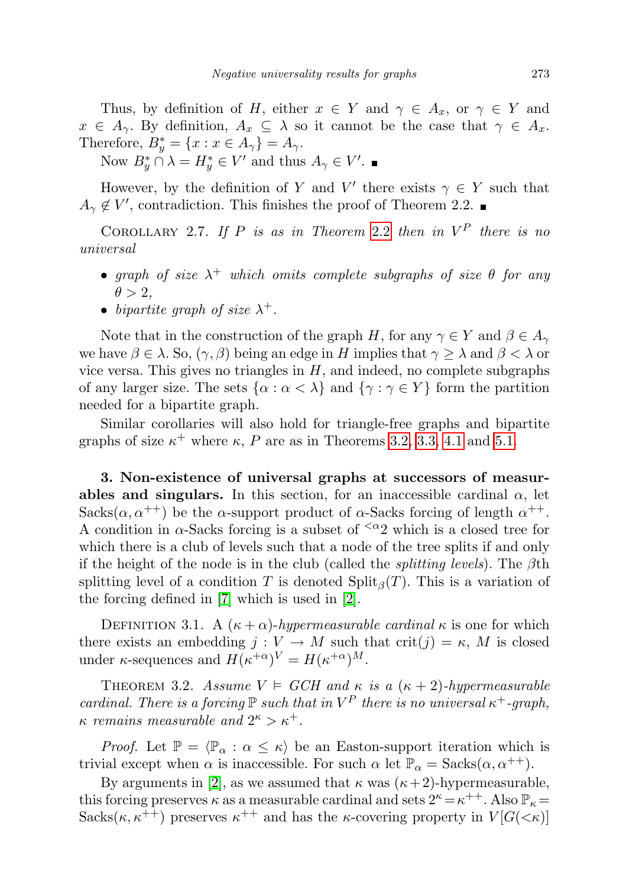Thus, by definition of $H$, either $x \in Y$ and $\gamma \in A_x$, or $\gamma \in Y$ and $x \in A_\gamma$. By definition, $A_x \subseteq \lambda$ so it cannot be the case that $\gamma \in A_x$. Therefore, $B^*_y = \{x : x \in A_\gamma\} = A_\gamma$.

Now $B^*_y \cap \lambda = H^*_y \in V'$ and thus $A_\gamma \in V'$. ∎

However, by the definition of $Y$ and $V'$ there exists $\gamma \in Y$ such that $A_\gamma \notin V'$, contradiction. This finishes the proof of Theorem 2.2. ∎

Corollary 2.7. *If $P$ is as in Theorem 2.2 then in $V^P$ there is no universal*

- *graph of size $\lambda^+$ which omits complete subgraphs of size $\theta$ for any $\theta > 2$,*
- *bipartite graph of size $\lambda^+$.*

Note that in the construction of the graph $H$, for any $\gamma \in Y$ and $\beta \in A_\gamma$ we have $\beta \in \lambda$. So, $(\gamma, \beta)$ being an edge in $H$ implies that $\gamma \geq \lambda$ and $\beta < \lambda$ or vice versa. This gives no triangles in $H$, and indeed, no complete subgraphs of any larger size. The sets $\{\alpha : \alpha < \lambda\}$ and $\{\gamma : \gamma \in Y\}$ form the partition needed for a bipartite graph.

Similar corollaries will also hold for triangle-free graphs and bipartite graphs of size $\kappa^+$ where $\kappa$, $P$ are as in Theorems 3.2, 3.3, 4.1 and 5.1.

## 3. Non-existence of universal graphs at successors of measurables and singulars.

In this section, for an inaccessible cardinal $\alpha$, let $\mathrm{Sacks}(\alpha, \alpha^{++})$ be the $\alpha$-support product of $\alpha$-Sacks forcing of length $\alpha^{++}$. A condition in $\alpha$-Sacks forcing is a subset of ${}^{<\alpha}2$ which is a closed tree for which there is a club of levels such that a node of the tree splits if and only if the height of the node is in the club (called the *splitting levels*). The $\beta$th splitting level of a condition $T$ is denoted $\mathrm{Split}_\beta(T)$. This is a variation of the forcing defined in [7] which is used in [2].

Definition 3.1. A $(\kappa + \alpha)$-*hypermeasurable cardinal* $\kappa$ is one for which there exists an embedding $j : V \to M$ such that $\mathrm{crit}(j) = \kappa$, $M$ is closed under $\kappa$-sequences and $H(\kappa^{+\alpha})^V = H(\kappa^{+\alpha})^M$.

Theorem 3.2. *Assume $V \vDash GCH$ and $\kappa$ is a $(\kappa + 2)$-hypermeasurable cardinal. There is a forcing $\mathbb{P}$ such that in $V^P$ there is no universal $\kappa^+$-graph, $\kappa$ remains measurable and $2^\kappa > \kappa^+$.*

*Proof.* Let $\mathbb{P} = \langle \mathbb{P}_\alpha : \alpha \leq \kappa \rangle$ be an Easton-support iteration which is trivial except when $\alpha$ is inaccessible. For such $\alpha$ let $\mathbb{P}_\alpha = \mathrm{Sacks}(\alpha, \alpha^{++})$.

By arguments in [2], as we assumed that $\kappa$ was $(\kappa+2)$-hypermeasurable, this forcing preserves $\kappa$ as a measurable cardinal and sets $2^\kappa = \kappa^{++}$. Also $\mathbb{P}_\kappa = \mathrm{Sacks}(\kappa, \kappa^{++})$ preserves $\kappa^{++}$ and has the $\kappa$-covering property in $V[G(<\kappa)]$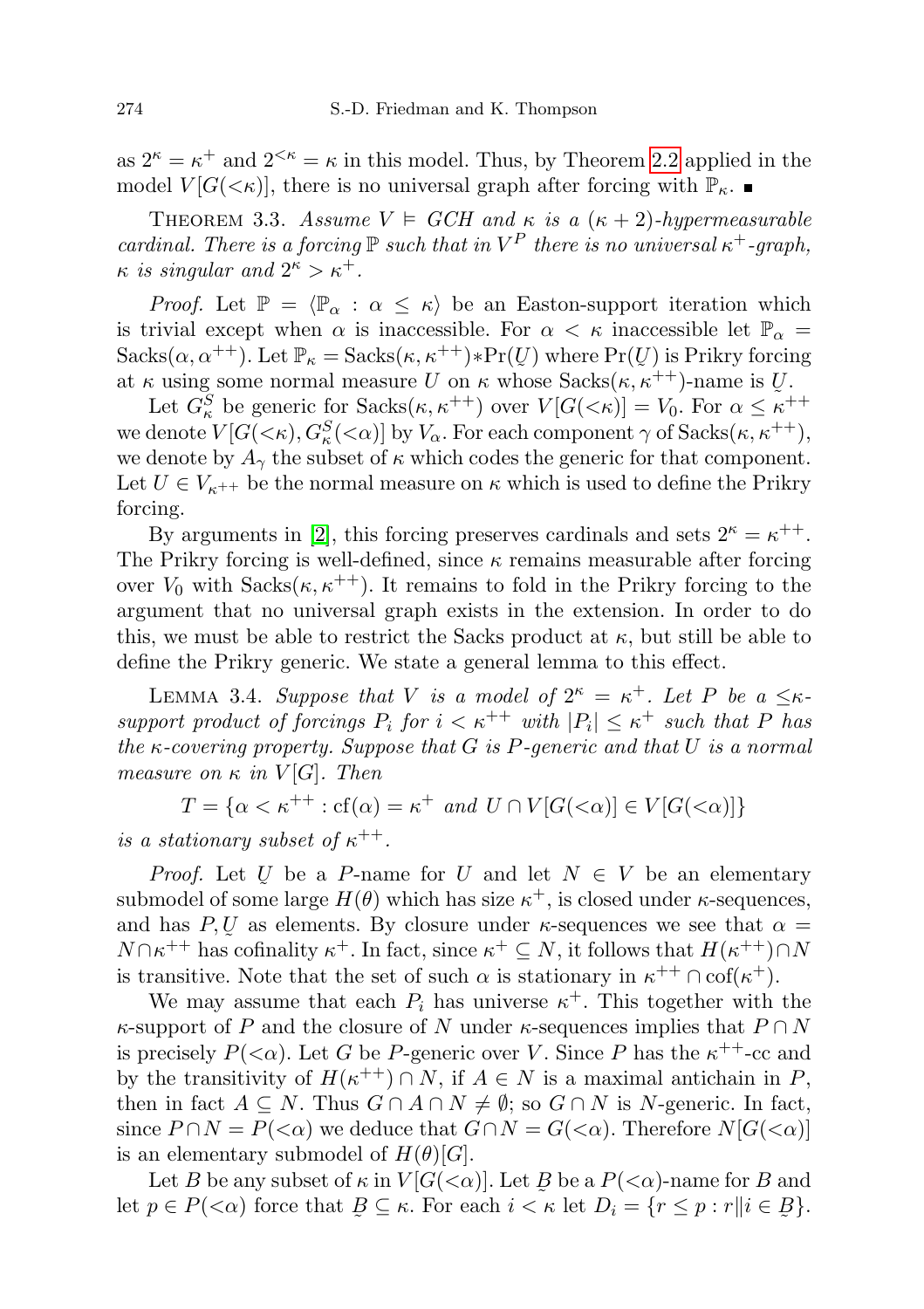as $2^\kappa = \kappa^+$ and $2^{<\kappa} = \kappa$ in this model. Thus, by Theorem 2.2 applied in the model $V[G(<\kappa)]$, there is no universal graph after forcing with $\mathbb{P}_\kappa$. ∎

THEOREM 3.3. *Assume $V \vDash GCH$ and $\kappa$ is a $(\kappa+2)$-hypermeasurable cardinal. There is a forcing $\mathbb{P}$ such that in $V^P$ there is no universal $\kappa^+$-graph, $\kappa$ is singular and $2^\kappa > \kappa^+$.*

*Proof.* Let $\mathbb{P} = \langle \mathbb{P}_\alpha : \alpha \leq \kappa \rangle$ be an Easton-support iteration which is trivial except when $\alpha$ is inaccessible. For $\alpha < \kappa$ inaccessible let $\mathbb{P}_\alpha = \mathrm{Sacks}(\alpha, \alpha^{++})$. Let $\mathbb{P}_\kappa = \mathrm{Sacks}(\kappa, \kappa^{++}) * \mathrm{Pr}(\underset{\sim}{U})$ where $\mathrm{Pr}(\underset{\sim}{U})$ is Prikry forcing at $\kappa$ using some normal measure $U$ on $\kappa$ whose $\mathrm{Sacks}(\kappa, \kappa^{++})$-name is $\underset{\sim}{U}$.

Let $G^S_\kappa$ be generic for $\mathrm{Sacks}(\kappa, \kappa^{++})$ over $V[G(<\kappa)] = V_0$. For $\alpha \leq \kappa^{++}$ we denote $V[G(<\kappa), G^S_\kappa(<\alpha)]$ by $V_\alpha$. For each component $\gamma$ of $\mathrm{Sacks}(\kappa, \kappa^{++})$, we denote by $A_\gamma$ the subset of $\kappa$ which codes the generic for that component. Let $U \in V_{\kappa^{++}}$ be the normal measure on $\kappa$ which is used to define the Prikry forcing.

By arguments in [2], this forcing preserves cardinals and sets $2^\kappa = \kappa^{++}$. The Prikry forcing is well-defined, since $\kappa$ remains measurable after forcing over $V_0$ with $\mathrm{Sacks}(\kappa, \kappa^{++})$. It remains to fold in the Prikry forcing to the argument that no universal graph exists in the extension. In order to do this, we must be able to restrict the Sacks product at $\kappa$, but still be able to define the Prikry generic. We state a general lemma to this effect.

LEMMA 3.4. *Suppose that $V$ is a model of $2^\kappa = \kappa^+$. Let $P$ be a $\leq\kappa$-support product of forcings $P_i$ for $i < \kappa^{++}$ with $|P_i| \leq \kappa^+$ such that $P$ has the $\kappa$-covering property. Suppose that $G$ is $P$-generic and that $U$ is a normal measure on $\kappa$ in $V[G]$. Then*

$$T = \{\alpha < \kappa^{++} : \mathrm{cf}(\alpha) = \kappa^+ \text{ and } U \cap V[G(<\alpha)] \in V[G(<\alpha)]\}$$

*is a stationary subset of $\kappa^{++}$.*

*Proof.* Let $\underset{\sim}{U}$ be a $P$-name for $U$ and let $N \in V$ be an elementary submodel of some large $H(\theta)$ which has size $\kappa^+$, is closed under $\kappa$-sequences, and has $P, \underset{\sim}{U}$ as elements. By closure under $\kappa$-sequences we see that $\alpha = N \cap \kappa^{++}$ has cofinality $\kappa^+$. In fact, since $\kappa^+ \subseteq N$, it follows that $H(\kappa^{++}) \cap N$ is transitive. Note that the set of such $\alpha$ is stationary in $\kappa^{++} \cap \mathrm{cof}(\kappa^+)$.

We may assume that each $P_i$ has universe $\kappa^+$. This together with the $\kappa$-support of $P$ and the closure of $N$ under $\kappa$-sequences implies that $P \cap N$ is precisely $P(<\alpha)$. Let $G$ be $P$-generic over $V$. Since $P$ has the $\kappa^{++}$-cc and by the transitivity of $H(\kappa^{++}) \cap N$, if $A \in N$ is a maximal antichain in $P$, then in fact $A \subseteq N$. Thus $G \cap A \cap N \neq \emptyset$; so $G \cap N$ is $N$-generic. In fact, since $P \cap N = P(<\alpha)$ we deduce that $G \cap N = G(<\alpha)$. Therefore $N[G(<\alpha)]$ is an elementary submodel of $H(\theta)[G]$.

Let $B$ be any subset of $\kappa$ in $V[G(<\alpha)]$. Let $\underset{\sim}{B}$ be a $P(<\alpha)$-name for $B$ and let $p \in P(<\alpha)$ force that $\underset{\sim}{B} \subseteq \kappa$. For each $i < \kappa$ let $D_i = \{r \leq p : r \| i \in \underset{\sim}{B}\}$.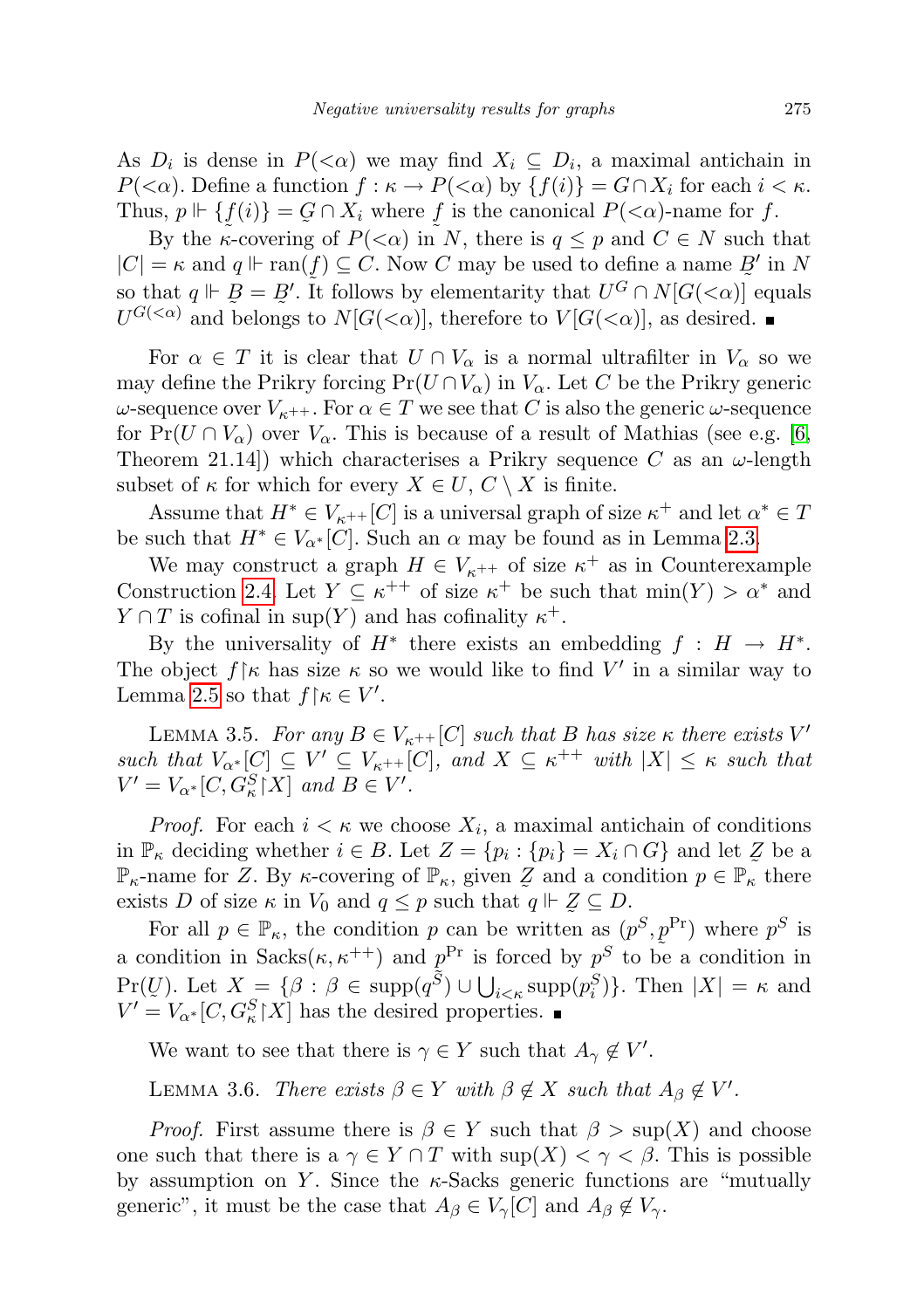As $D_i$ is dense in $P(<\alpha)$ we may find $X_i \subseteq D_i$, a maximal antichain in $P(<\alpha)$. Define a function $f : \kappa \to P(<\alpha)$ by $\{f(i)\} = G \cap X_i$ for each $i < \kappa$. Thus, $p \Vdash \{\underset{\sim}{f}(i)\} = \underset{\sim}{G} \cap X_i$ where $\underset{\sim}{f}$ is the canonical $P(<\alpha)$-name for $f$.

By the $\kappa$-covering of $P(<\alpha)$ in $N$, there is $q \le p$ and $C \in N$ such that $|C| = \kappa$ and $q \Vdash \operatorname{ran}(\underset{\sim}{f}) \subseteq C$. Now $C$ may be used to define a name $\underset{\sim}{B}'$ in $N$ so that $q \Vdash \underset{\sim}{B} = \underset{\sim}{B}'$. It follows by elementarity that $U^G \cap N[G(<\alpha)]$ equals $U^{G(<\alpha)}$ and belongs to $N[G(<\alpha)]$, therefore to $V[G(<\alpha)]$, as desired. ∎

For $\alpha \in T$ it is clear that $U \cap V_\alpha$ is a normal ultrafilter in $V_\alpha$ so we may define the Prikry forcing $\Pr(U \cap V_\alpha)$ in $V_\alpha$. Let $C$ be the Prikry generic $\omega$-sequence over $V_{\kappa^{++}}$. For $\alpha \in T$ we see that $C$ is also the generic $\omega$-sequence for $\Pr(U \cap V_\alpha)$ over $V_\alpha$. This is because of a result of Mathias (see e.g. [6, Theorem 21.14]) which characterises a Prikry sequence $C$ as an $\omega$-length subset of $\kappa$ for which for every $X \in U$, $C \setminus X$ is finite.

Assume that $H^* \in V_{\kappa^{++}}[C]$ is a universal graph of size $\kappa^+$ and let $\alpha^* \in T$ be such that $H^* \in V_{\alpha^*}[C]$. Such an $\alpha$ may be found as in Lemma 2.3.

We may construct a graph $H \in V_{\kappa^{++}}$ of size $\kappa^+$ as in Counterexample Construction 2.4. Let $Y \subseteq \kappa^{++}$ of size $\kappa^+$ be such that $\min(Y) > \alpha^*$ and $Y \cap T$ is cofinal in $\sup(Y)$ and has cofinality $\kappa^+$.

By the universality of $H^*$ there exists an embedding $f : H \to H^*$. The object $f{\restriction}\kappa$ has size $\kappa$ so we would like to find $V'$ in a similar way to Lemma 2.5 so that $f{\restriction}\kappa \in V'$.

Lemma 3.5. *For any $B \in V_{\kappa^{++}}[C]$ such that $B$ has size $\kappa$ there exists $V'$ such that $V_{\alpha^*}[C] \subseteq V' \subseteq V_{\kappa^{++}}[C]$, and $X \subseteq \kappa^{++}$ with $|X| \le \kappa$ such that $V' = V_{\alpha^*}[C, G^S_\kappa{\restriction}X]$ and $B \in V'$.*

*Proof.* For each $i < \kappa$ we choose $X_i$, a maximal antichain of conditions in $\mathbb{P}_\kappa$ deciding whether $i \in B$. Let $Z = \{p_i : \{p_i\} = X_i \cap G\}$ and let $\underset{\sim}{Z}$ be a $\mathbb{P}_\kappa$-name for $Z$. By $\kappa$-covering of $\mathbb{P}_\kappa$, given $\underset{\sim}{Z}$ and a condition $p \in \mathbb{P}_\kappa$ there exists $D$ of size $\kappa$ in $V_0$ and $q \le p$ such that $q \Vdash \underset{\sim}{Z} \subseteq D$.

For all $p \in \mathbb{P}_\kappa$, the condition $p$ can be written as $(p^S, \underset{\sim}{p}^{\Pr})$ where $p^S$ is a condition in $\mathrm{Sacks}(\kappa, \kappa^{++})$ and $\underset{\sim}{p}^{\Pr}$ is forced by $p^S$ to be a condition in $\Pr(\underset{\sim}{U})$. Let $X = \{\beta : \beta \in \operatorname{supp}(q^S) \cup \bigcup_{i<\kappa} \operatorname{supp}(p^S_i)\}$. Then $|X| = \kappa$ and $V' = V_{\alpha^*}[C, G^S_\kappa{\restriction}X]$ has the desired properties. ∎

We want to see that there is $\gamma \in Y$ such that $A_\gamma \notin V'$.

Lemma 3.6. *There exists $\beta \in Y$ with $\beta \notin X$ such that $A_\beta \notin V'$.*

*Proof.* First assume there is $\beta \in Y$ such that $\beta > \sup(X)$ and choose one such that there is a $\gamma \in Y \cap T$ with $\sup(X) < \gamma < \beta$. This is possible by assumption on $Y$. Since the $\kappa$-Sacks generic functions are "mutually generic", it must be the case that $A_\beta \in V_\gamma[C]$ and $A_\beta \notin V_\gamma$.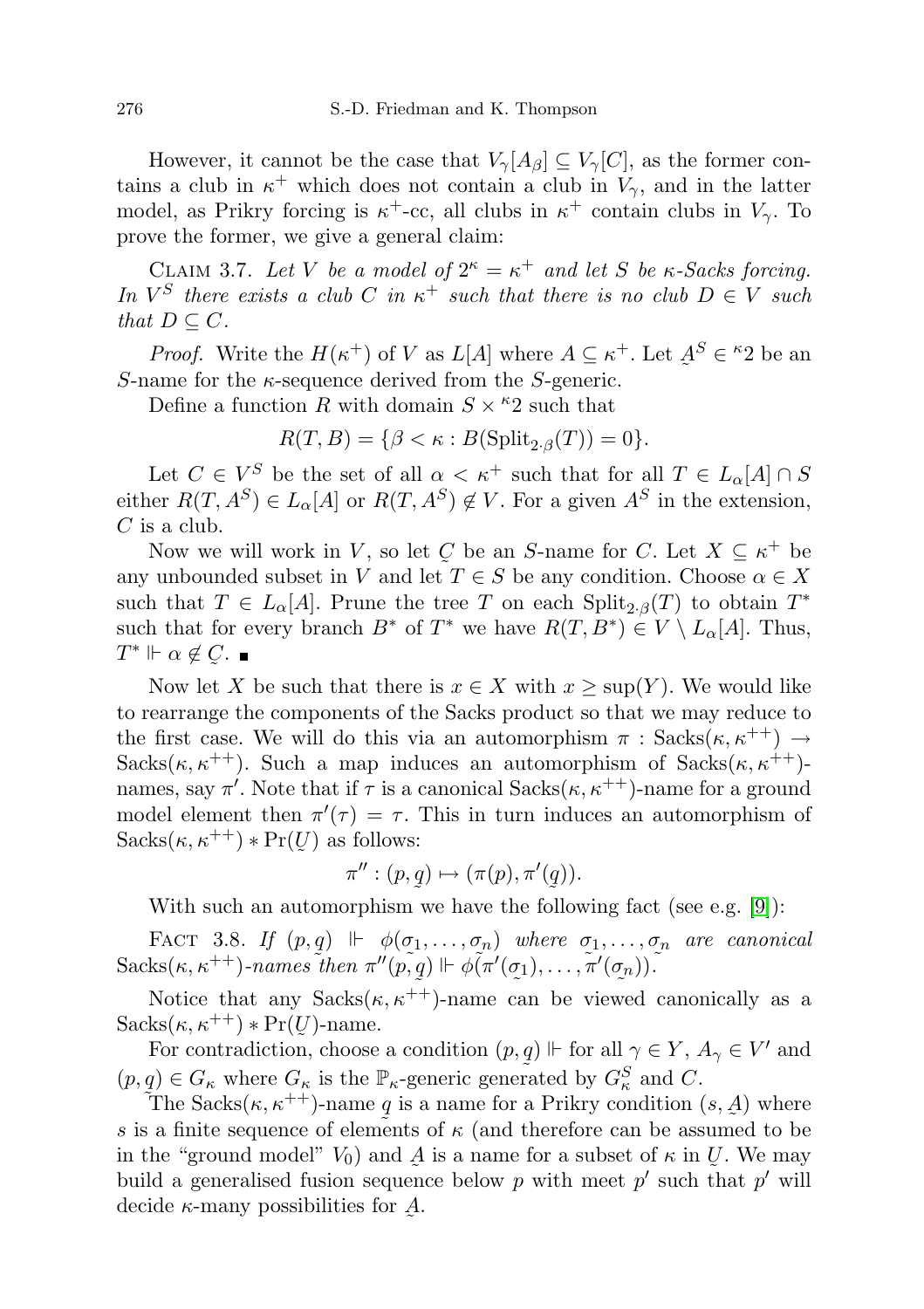However, it cannot be the case that $V_\gamma[A_\beta] \subseteq V_\gamma[C]$, as the former contains a club in $\kappa^+$ which does not contain a club in $V_\gamma$, and in the latter model, as Prikry forcing is $\kappa^+$-cc, all clubs in $\kappa^+$ contain clubs in $V_\gamma$. To prove the former, we give a general claim:

Claim 3.7. *Let $V$ be a model of $2^\kappa = \kappa^+$ and let $S$ be $\kappa$-Sacks forcing. In $V^S$ there exists a club $C$ in $\kappa^+$ such that there is no club $D \in V$ such that $D \subseteq C$.*

*Proof.* Write the $H(\kappa^+)$ of $V$ as $L[A]$ where $A \subseteq \kappa^+$. Let $\underset{\sim}{A}^S \in {}^\kappa 2$ be an $S$-name for the $\kappa$-sequence derived from the $S$-generic.

Define a function $R$ with domain $S \times {}^\kappa 2$ such that

$$R(T, B) = \{\beta < \kappa : B(\mathrm{Split}_{2\cdot\beta}(T)) = 0\}.$$

Let $C \in V^S$ be the set of all $\alpha < \kappa^+$ such that for all $T \in L_\alpha[A] \cap S$ either $R(T, A^S) \in L_\alpha[A]$ or $R(T, A^S) \notin V$. For a given $A^S$ in the extension, $C$ is a club.

Now we will work in $V$, so let $\underset{\sim}{C}$ be an $S$-name for $C$. Let $X \subseteq \kappa^+$ be any unbounded subset in $V$ and let $T \in S$ be any condition. Choose $\alpha \in X$ such that $T \in L_\alpha[A]$. Prune the tree $T$ on each $\mathrm{Split}_{2\cdot\beta}(T)$ to obtain $T^*$ such that for every branch $B^*$ of $T^*$ we have $R(T, B^*) \in V \setminus L_\alpha[A]$. Thus, $T^* \Vdash \alpha \notin \underset{\sim}{C}$. ∎

Now let $X$ be such that there is $x \in X$ with $x \geq \sup(Y)$. We would like to rearrange the components of the Sacks product so that we may reduce to the first case. We will do this via an automorphism $\pi : \mathrm{Sacks}(\kappa, \kappa^{++}) \to \mathrm{Sacks}(\kappa, \kappa^{++})$. Such a map induces an automorphism of $\mathrm{Sacks}(\kappa, \kappa^{++})$-names, say $\pi'$. Note that if $\tau$ is a canonical $\mathrm{Sacks}(\kappa, \kappa^{++})$-name for a ground model element then $\pi'(\tau) = \tau$. This in turn induces an automorphism of $\mathrm{Sacks}(\kappa, \kappa^{++}) * \mathrm{Pr}(\underset{\sim}{U})$ as follows:

$$\pi'' : (p, \underset{\sim}{q}) \mapsto (\pi(p), \pi'(\underset{\sim}{q})).$$

With such an automorphism we have the following fact (see e.g. [9]):

Fact 3.8. *If $(p, \underset{\sim}{q}) \Vdash \phi(\underset{\sim}{\sigma}_1, \ldots, \underset{\sim}{\sigma}_n)$ where $\underset{\sim}{\sigma}_1, \ldots, \underset{\sim}{\sigma}_n$ are canonical $\mathrm{Sacks}(\kappa, \kappa^{++})$-names then $\pi''(p, \underset{\sim}{q}) \Vdash \phi(\pi'(\underset{\sim}{\sigma}_1), \ldots, \pi'(\underset{\sim}{\sigma}_n))$.*

Notice that any $\mathrm{Sacks}(\kappa, \kappa^{++})$-name can be viewed canonically as a $\mathrm{Sacks}(\kappa, \kappa^{++}) * \mathrm{Pr}(\underset{\sim}{U})$-name.

For contradiction, choose a condition $(p, \underset{\sim}{q}) \Vdash$ for all $\gamma \in Y$, $A_\gamma \in V'$ and $(p, \underset{\sim}{q}) \in G_\kappa$ where $G_\kappa$ is the $\mathbb{P}_\kappa$-generic generated by $G^S_\kappa$ and $C$.

The $\mathrm{Sacks}(\kappa, \kappa^{++})$-name $\underset{\sim}{q}$ is a name for a Prikry condition $(s, \underset{\sim}{A})$ where $s$ is a finite sequence of elements of $\kappa$ (and therefore can be assumed to be in the "ground model" $V_0$) and $\underset{\sim}{A}$ is a name for a subset of $\kappa$ in $\underset{\sim}{U}$. We may build a generalised fusion sequence below $p$ with meet $p'$ such that $p'$ will decide $\kappa$-many possibilities for $\underset{\sim}{A}$.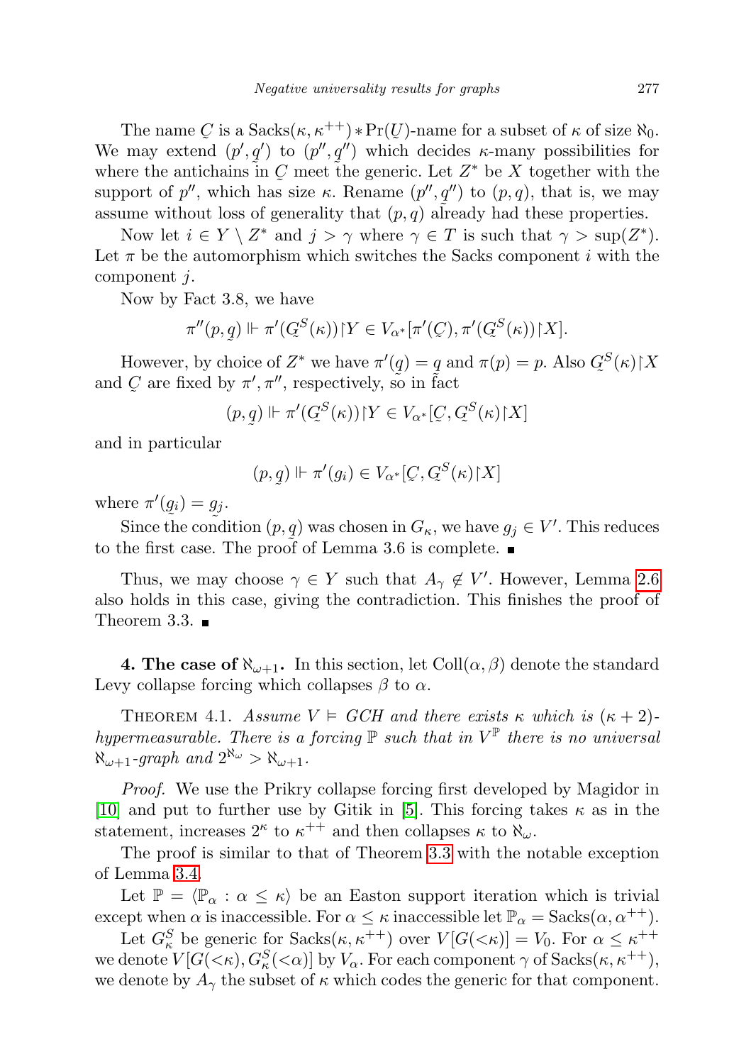The name $\underset{\sim}{C}$ is a $\mathrm{Sacks}(\kappa, \kappa^{++}) * \mathrm{Pr}(\underset{\sim}{U})$-name for a subset of $\kappa$ of size $\aleph_0$. We may extend $(p', \underset{\sim}{q}')$ to $(p'', \underset{\sim}{q}'')$ which decides $\kappa$-many possibilities for where the antichains in $\underset{\sim}{C}$ meet the generic. Let $Z^*$ be $X$ together with the support of $p''$, which has size $\kappa$. Rename $(p'', \underset{\sim}{q}'')$ to $(p, q)$, that is, we may assume without loss of generality that $(p, q)$ already had these properties.

Now let $i \in Y \setminus Z^*$ and $j > \gamma$ where $\gamma \in T$ is such that $\gamma > \sup(Z^*)$. Let $\pi$ be the automorphism which switches the Sacks component $i$ with the component $j$.

Now by Fact 3.8, we have

$$\pi''(p, \underset{\sim}{q}) \Vdash \pi'(\underset{\sim}{G}^S(\kappa)) \restriction Y \in V_{\alpha^*}[\pi'(\underset{\sim}{C}), \pi'(\underset{\sim}{G}^S(\kappa)) \restriction X].$$

However, by choice of $Z^*$ we have $\pi'(\underset{\sim}{q}) = \underset{\sim}{q}$ and $\pi(p) = p$. Also $\underset{\sim}{G}^S(\kappa) \restriction X$ and $\underset{\sim}{C}$ are fixed by $\pi', \pi''$, respectively, so in fact

$$(p, \underset{\sim}{q}) \Vdash \pi'(\underset{\sim}{G}^S(\kappa)) \restriction Y \in V_{\alpha^*}[\underset{\sim}{C}, \underset{\sim}{G}^S(\kappa) \restriction X]$$

and in particular

$$(p, \underset{\sim}{q}) \Vdash \pi'(g_i) \in V_{\alpha^*}[\underset{\sim}{C}, \underset{\sim}{G}^S(\kappa) \restriction X]$$

where $\pi'(\underset{\sim}{g}_i) = \underset{\sim}{g}_j$.

Since the condition $(p, \underset{\sim}{q})$ was chosen in $G_\kappa$, we have $g_j \in V'$. This reduces to the first case. The proof of Lemma 3.6 is complete. ∎

Thus, we may choose $\gamma \in Y$ such that $A_\gamma \notin V'$. However, Lemma 2.6 also holds in this case, giving the contradiction. This finishes the proof of Theorem 3.3. ∎

**4. The case of $\aleph_{\omega+1}$.** In this section, let $\mathrm{Coll}(\alpha, \beta)$ denote the standard Levy collapse forcing which collapses $\beta$ to $\alpha$.

Theorem 4.1. *Assume $V \models GCH$ and there exists $\kappa$ which is $(\kappa+2)$-hypermeasurable. There is a forcing $\mathbb{P}$ such that in $V^{\mathbb{P}}$ there is no universal $\aleph_{\omega+1}$-graph and $2^{\aleph_\omega} > \aleph_{\omega+1}$.*

*Proof.* We use the Prikry collapse forcing first developed by Magidor in [10] and put to further use by Gitik in [5]. This forcing takes $\kappa$ as in the statement, increases $2^\kappa$ to $\kappa^{++}$ and then collapses $\kappa$ to $\aleph_\omega$.

The proof is similar to that of Theorem 3.3 with the notable exception of Lemma 3.4.

Let $\mathbb{P} = \langle \mathbb{P}_\alpha : \alpha \le \kappa \rangle$ be an Easton support iteration which is trivial except when $\alpha$ is inaccessible. For $\alpha \le \kappa$ inaccessible let $\mathbb{P}_\alpha = \mathrm{Sacks}(\alpha, \alpha^{++})$.

Let $G^S_\kappa$ be generic for $\mathrm{Sacks}(\kappa, \kappa^{++})$ over $V[G({<}\kappa)] = V_0$. For $\alpha \le \kappa^{++}$ we denote $V[G({<}\kappa), G^S_\kappa({<}\alpha)]$ by $V_\alpha$. For each component $\gamma$ of $\mathrm{Sacks}(\kappa, \kappa^{++})$, we denote by $A_\gamma$ the subset of $\kappa$ which codes the generic for that component.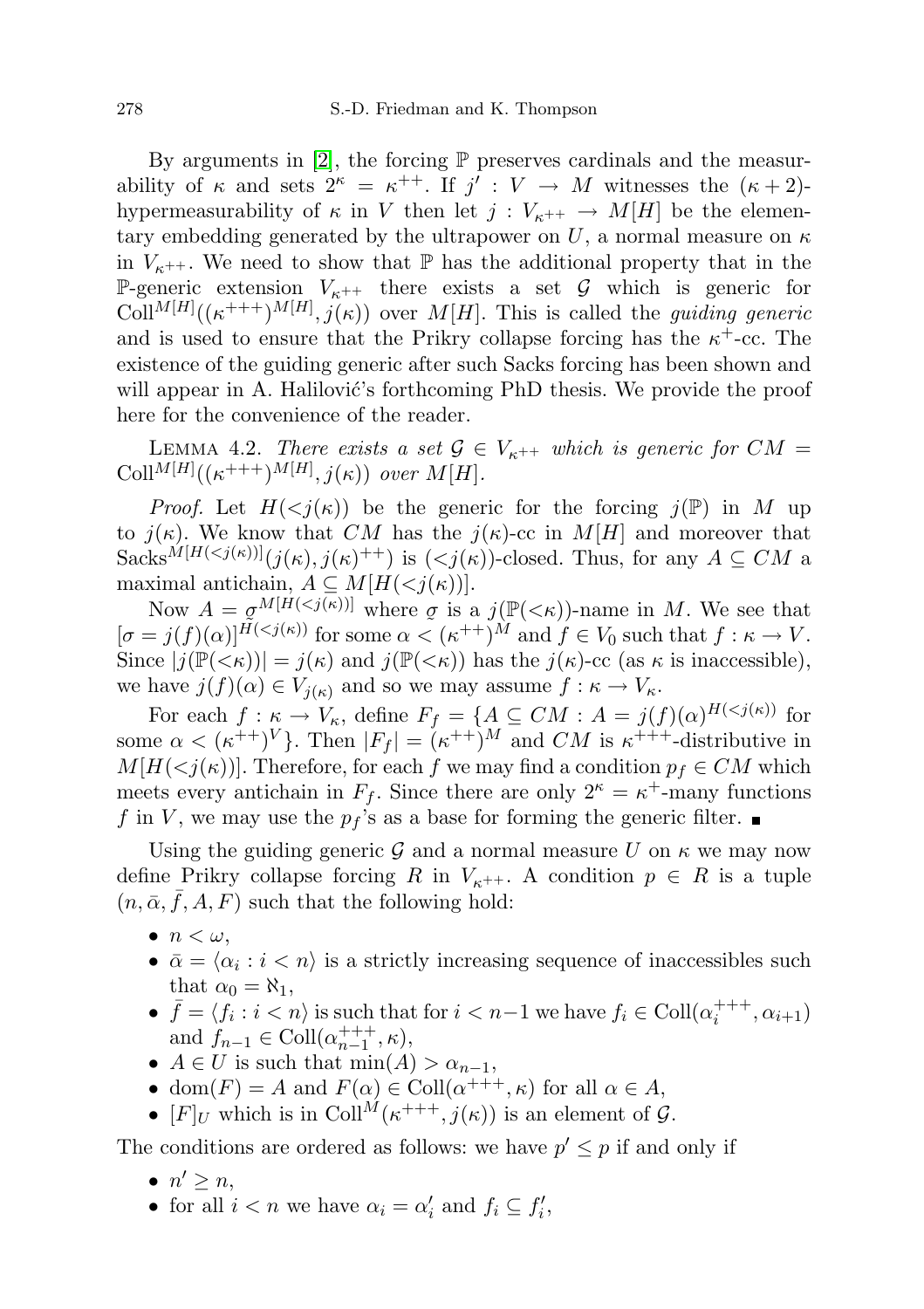By arguments in [2], the forcing $\mathbb{P}$ preserves cardinals and the measurability of $\kappa$ and sets $2^\kappa = \kappa^{++}$. If $j' : V \to M$ witnesses the $(\kappa+2)$-hypermeasurability of $\kappa$ in $V$ then let $j : V_{\kappa^{++}} \to M[H]$ be the elementary embedding generated by the ultrapower on $U$, a normal measure on $\kappa$ in $V_{\kappa^{++}}$. We need to show that $\mathbb{P}$ has the additional property that in the $\mathbb{P}$-generic extension $V_{\kappa^{++}}$ there exists a set $\mathcal{G}$ which is generic for $\mathrm{Coll}^{M[H]}((\kappa^{+++})^{M[H]}, j(\kappa))$ over $M[H]$. This is called the *guiding generic* and is used to ensure that the Prikry collapse forcing has the $\kappa^+$-cc. The existence of the guiding generic after such Sacks forcing has been shown and will appear in A. Halilović's forthcoming PhD thesis. We provide the proof here for the convenience of the reader.

LEMMA 4.2. *There exists a set $\mathcal{G} \in V_{\kappa^{++}}$ which is generic for $CM = \mathrm{Coll}^{M[H]}((\kappa^{+++})^{M[H]}, j(\kappa))$ over $M[H]$.*

*Proof.* Let $H(<j(\kappa))$ be the generic for the forcing $j(\mathbb{P})$ in $M$ up to $j(\kappa)$. We know that $CM$ has the $j(\kappa)$-cc in $M[H]$ and moreover that $\mathrm{Sacks}^{M[H(<j(\kappa))]}(j(\kappa), j(\kappa)^{++})$ is $(<j(\kappa))$-closed. Thus, for any $A \subseteq CM$ a maximal antichain, $A \subseteq M[H(<j(\kappa))]$.

Now $A = \underset{\sim}{\sigma}^{M[H(<j(\kappa))]}$ where $\underset{\sim}{\sigma}$ is a $j(\mathbb{P}(<\kappa))$-name in $M$. We see that $[\sigma = j(f)(\alpha)]^{H(<j(\kappa))}$ for some $\alpha < (\kappa^{++})^M$ and $f \in V_0$ such that $f : \kappa \to V$. Since $|j(\mathbb{P}(<\kappa))| = j(\kappa)$ and $j(\mathbb{P}(<\kappa))$ has the $j(\kappa)$-cc (as $\kappa$ is inaccessible), we have $j(f)(\alpha) \in V_{j(\kappa)}$ and so we may assume $f : \kappa \to V_\kappa$.

For each $f : \kappa \to V_\kappa$, define $F_f = \{A \subseteq CM : A = j(f)(\alpha)^{H(<j(\kappa))}$ for some $\alpha < (\kappa^{++})^V\}$. Then $|F_f| = (\kappa^{++})^M$ and $CM$ is $\kappa^{+++}$-distributive in $M[H(<j(\kappa))]$. Therefore, for each $f$ we may find a condition $p_f \in CM$ which meets every antichain in $F_f$. Since there are only $2^\kappa = \kappa^+$-many functions $f$ in $V$, we may use the $p_f$'s as a base for forming the generic filter. ∎

Using the guiding generic $\mathcal{G}$ and a normal measure $U$ on $\kappa$ we may now define Prikry collapse forcing $R$ in $V_{\kappa^{++}}$. A condition $p \in R$ is a tuple $(n, \bar{\alpha}, \bar{f}, A, F)$ such that the following hold:

- $n < \omega$,
- $\bar{\alpha} = \langle \alpha_i : i < n \rangle$ is a strictly increasing sequence of inaccessibles such that $\alpha_0 = \aleph_1$,
- $\bar{f} = \langle f_i : i < n \rangle$ is such that for $i < n-1$ we have $f_i \in \mathrm{Coll}(\alpha_i^{+++}, \alpha_{i+1})$ and $f_{n-1} \in \mathrm{Coll}(\alpha_{n-1}^{+++}, \kappa)$,
- $A \in U$ is such that $\min(A) > \alpha_{n-1}$,
- $\mathrm{dom}(F) = A$ and $F(\alpha) \in \mathrm{Coll}(\alpha^{+++}, \kappa)$ for all $\alpha \in A$,
- $[F]_U$ which is in $\mathrm{Coll}^M(\kappa^{+++}, j(\kappa))$ is an element of $\mathcal{G}$.

The conditions are ordered as follows: we have $p' \leq p$ if and only if

- $n' \geq n$,
- for all $i < n$ we have $\alpha_i = \alpha'_i$ and $f_i \subseteq f'_i$,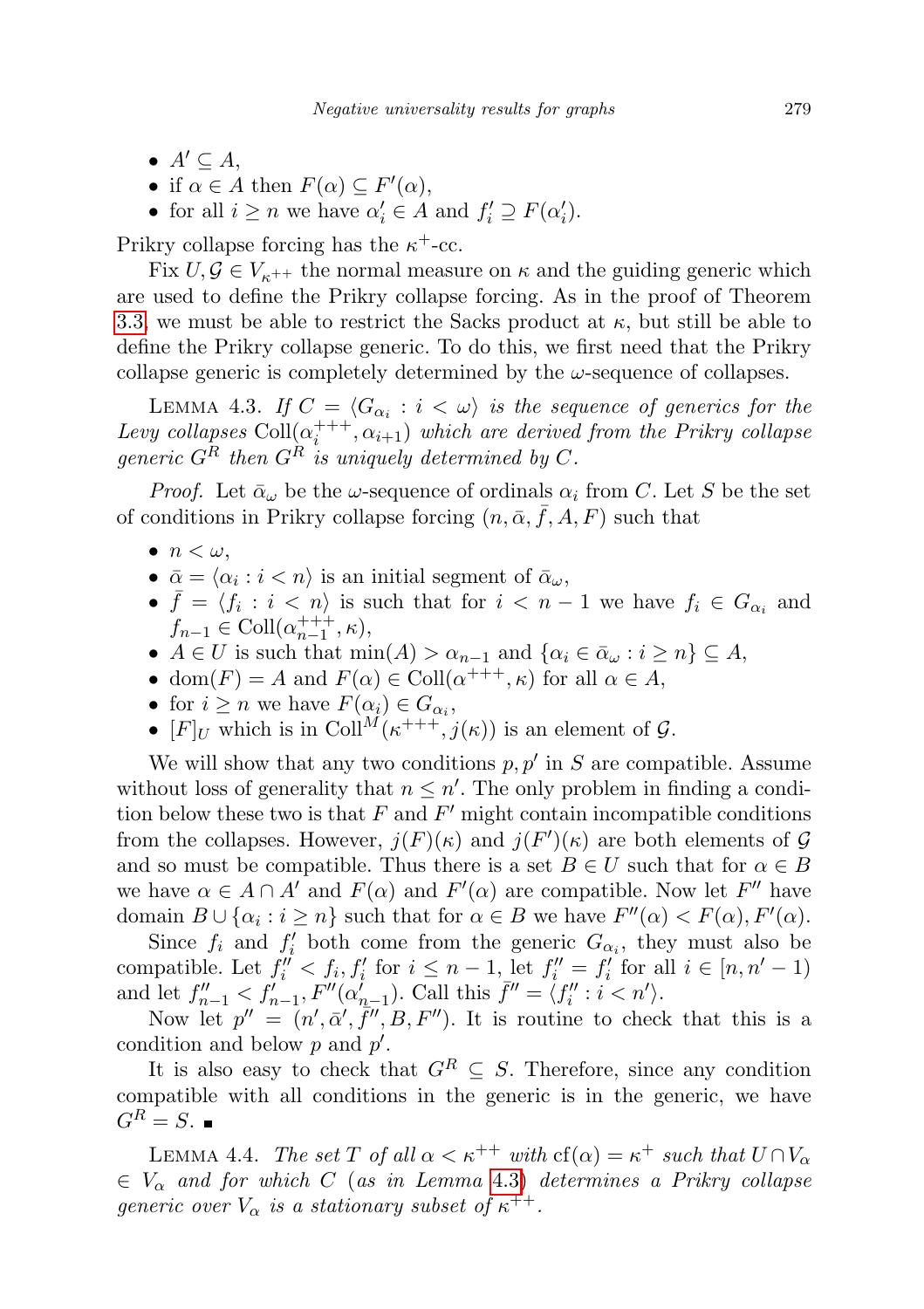- $A' \subseteq A$,
- if $\alpha \in A$ then $F(\alpha) \subseteq F'(\alpha)$,
- for all $i \geq n$ we have $\alpha'_i \in A$ and $f'_i \supseteq F(\alpha'_i)$.

Prikry collapse forcing has the $\kappa^+$-cc.

Fix $U, \mathcal{G} \in V_{\kappa^{++}}$ the normal measure on $\kappa$ and the guiding generic which are used to define the Prikry collapse forcing. As in the proof of Theorem 3.3, we must be able to restrict the Sacks product at $\kappa$, but still be able to define the Prikry collapse generic. To do this, we first need that the Prikry collapse generic is completely determined by the $\omega$-sequence of collapses.

LEMMA 4.3. *If $C = \langle G_{\alpha_i} : i < \omega \rangle$ is the sequence of generics for the Levy collapses $\mathrm{Coll}(\alpha_i^{+++}, \alpha_{i+1})$ which are derived from the Prikry collapse generic $G^R$ then $G^R$ is uniquely determined by $C$.*

*Proof.* Let $\bar{\alpha}_\omega$ be the $\omega$-sequence of ordinals $\alpha_i$ from $C$. Let $S$ be the set of conditions in Prikry collapse forcing $(n, \bar{\alpha}, \bar{f}, A, F)$ such that

- $n < \omega$,
- $\bar{\alpha} = \langle \alpha_i : i < n \rangle$ is an initial segment of $\bar{\alpha}_\omega$,
- $\bar{f} = \langle f_i : i < n \rangle$ is such that for $i < n-1$ we have $f_i \in G_{\alpha_i}$ and $f_{n-1} \in \mathrm{Coll}(\alpha_{n-1}^{+++}, \kappa)$,
- $A \in U$ is such that $\min(A) > \alpha_{n-1}$ and $\{\alpha_i \in \bar{\alpha}_\omega : i \geq n\} \subseteq A$,
- $\mathrm{dom}(F) = A$ and $F(\alpha) \in \mathrm{Coll}(\alpha^{+++}, \kappa)$ for all $\alpha \in A$,
- for $i \geq n$ we have $F(\alpha_i) \in G_{\alpha_i}$,
- $[F]_U$ which is in $\mathrm{Coll}^M(\kappa^{+++}, j(\kappa))$ is an element of $\mathcal{G}$.

We will show that any two conditions $p, p'$ in $S$ are compatible. Assume without loss of generality that $n \leq n'$. The only problem in finding a condition below these two is that $F$ and $F'$ might contain incompatible conditions from the collapses. However, $j(F)(\kappa)$ and $j(F')(\kappa)$ are both elements of $\mathcal{G}$ and so must be compatible. Thus there is a set $B \in U$ such that for $\alpha \in B$ we have $\alpha \in A \cap A'$ and $F(\alpha)$ and $F'(\alpha)$ are compatible. Now let $F''$ have domain $B \cup \{\alpha_i : i \geq n\}$ such that for $\alpha \in B$ we have $F''(\alpha) < F(\alpha), F'(\alpha)$.

Since $f_i$ and $f'_i$ both come from the generic $G_{\alpha_i}$, they must also be compatible. Let $f''_i < f_i, f'_i$ for $i \leq n-1$, let $f''_i = f'_i$ for all $i \in [n, n'-1)$ and let $f''_{n-1} < f'_{n-1}, F''(\alpha'_{n-1})$. Call this $\bar{f}'' = \langle f''_i : i < n' \rangle$.

Now let $p'' = (n', \bar{\alpha}', \bar{f}'', B, F'')$. It is routine to check that this is a condition and below $p$ and $p'$.

It is also easy to check that $G^R \subseteq S$. Therefore, since any condition compatible with all conditions in the generic is in the generic, we have $G^R = S$. ∎

LEMMA 4.4. *The set $T$ of all $\alpha < \kappa^{++}$ with $\mathrm{cf}(\alpha) = \kappa^+$ such that $U \cap V_\alpha \in V_\alpha$ and for which $C$ (as in Lemma 4.3) determines a Prikry collapse generic over $V_\alpha$ is a stationary subset of $\kappa^{++}$.*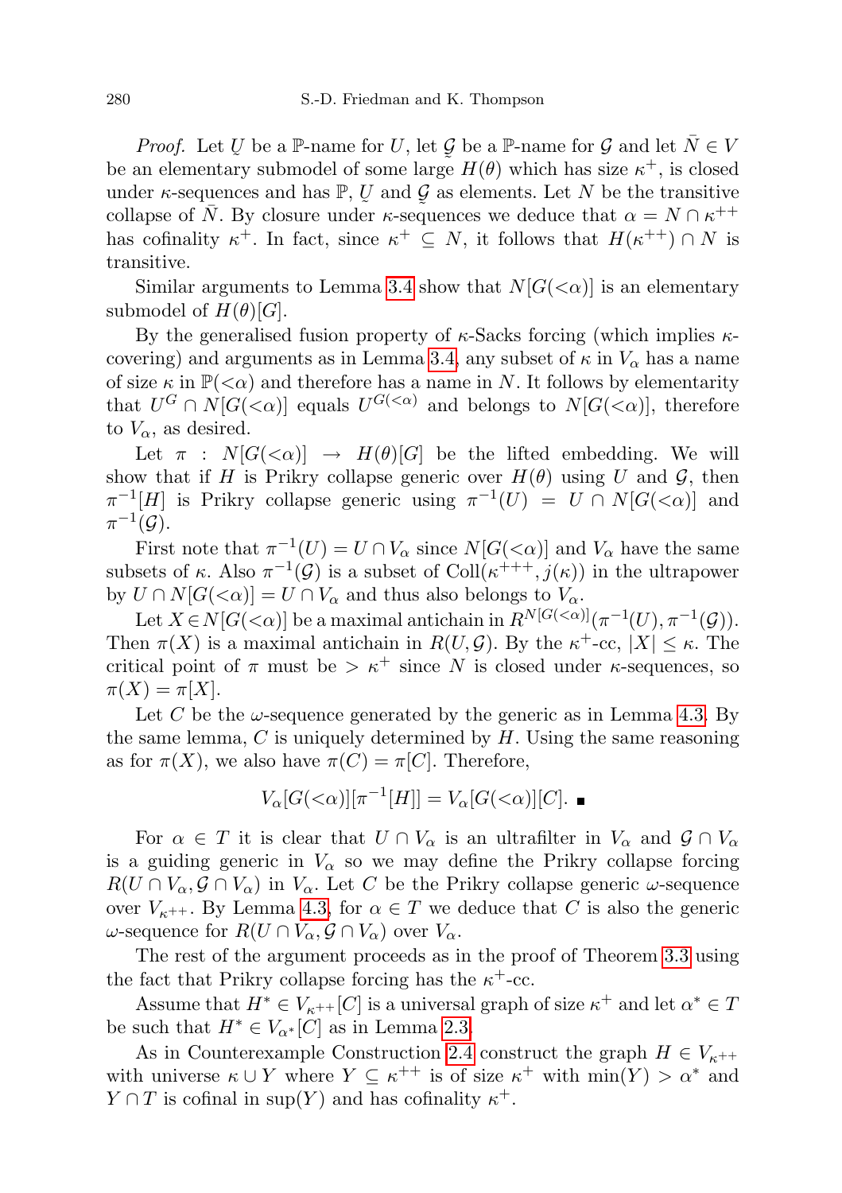*Proof.* Let $\underset{\sim}{U}$ be a $\mathbb{P}$-name for $U$, let $\underset{\sim}{\mathcal{G}}$ be a $\mathbb{P}$-name for $\mathcal{G}$ and let $\bar{N} \in V$ be an elementary submodel of some large $H(\theta)$ which has size $\kappa^+$, is closed under $\kappa$-sequences and has $\mathbb{P}$, $\underset{\sim}{U}$ and $\underset{\sim}{\mathcal{G}}$ as elements. Let $N$ be the transitive collapse of $\bar{N}$. By closure under $\kappa$-sequences we deduce that $\alpha = N \cap \kappa^{++}$ has cofinality $\kappa^+$. In fact, since $\kappa^+ \subseteq N$, it follows that $H(\kappa^{++}) \cap N$ is transitive.

Similar arguments to Lemma 3.4 show that $N[G({<}\alpha)]$ is an elementary submodel of $H(\theta)[G]$.

By the generalised fusion property of $\kappa$-Sacks forcing (which implies $\kappa$-covering) and arguments as in Lemma 3.4, any subset of $\kappa$ in $V_\alpha$ has a name of size $\kappa$ in $\mathbb{P}({<}\alpha)$ and therefore has a name in $N$. It follows by elementarity that $U^G \cap N[G({<}\alpha)]$ equals $U^{G({<}\alpha)}$ and belongs to $N[G({<}\alpha)]$, therefore to $V_\alpha$, as desired.

Let $\pi : N[G({<}\alpha)] \to H(\theta)[G]$ be the lifted embedding. We will show that if $H$ is Prikry collapse generic over $H(\theta)$ using $U$ and $\mathcal{G}$, then $\pi^{-1}[H]$ is Prikry collapse generic using $\pi^{-1}(U) = U \cap N[G({<}\alpha)]$ and $\pi^{-1}(\mathcal{G})$.

First note that $\pi^{-1}(U) = U \cap V_\alpha$ since $N[G({<}\alpha)]$ and $V_\alpha$ have the same subsets of $\kappa$. Also $\pi^{-1}(\mathcal{G})$ is a subset of $\mathrm{Coll}(\kappa^{+++}, j(\kappa))$ in the ultrapower by $U \cap N[G({<}\alpha)] = U \cap V_\alpha$ and thus also belongs to $V_\alpha$.

Let $X \in N[G({<}\alpha)]$ be a maximal antichain in $R^{N[G({<}\alpha)]}(\pi^{-1}(U), \pi^{-1}(\mathcal{G}))$. Then $\pi(X)$ is a maximal antichain in $R(U, \mathcal{G})$. By the $\kappa^+$-cc, $|X| \le \kappa$. The critical point of $\pi$ must be $> \kappa^+$ since $N$ is closed under $\kappa$-sequences, so $\pi(X) = \pi[X]$.

Let $C$ be the $\omega$-sequence generated by the generic as in Lemma 4.3. By the same lemma, $C$ is uniquely determined by $H$. Using the same reasoning as for $\pi(X)$, we also have $\pi(C) = \pi[C]$. Therefore,

$$V_\alpha[G({<}\alpha)][\pi^{-1}[H]] = V_\alpha[G({<}\alpha)][C]. \ \blacksquare$$

For $\alpha \in T$ it is clear that $U \cap V_\alpha$ is an ultrafilter in $V_\alpha$ and $\mathcal{G} \cap V_\alpha$ is a guiding generic in $V_\alpha$ so we may define the Prikry collapse forcing $R(U \cap V_\alpha, \mathcal{G} \cap V_\alpha)$ in $V_\alpha$. Let $C$ be the Prikry collapse generic $\omega$-sequence over $V_{\kappa^{++}}$. By Lemma 4.3, for $\alpha \in T$ we deduce that $C$ is also the generic $\omega$-sequence for $R(U \cap V_\alpha, \mathcal{G} \cap V_\alpha)$ over $V_\alpha$.

The rest of the argument proceeds as in the proof of Theorem 3.3 using the fact that Prikry collapse forcing has the $\kappa^+$-cc.

Assume that $H^* \in V_{\kappa^{++}}[C]$ is a universal graph of size $\kappa^+$ and let $\alpha^* \in T$ be such that $H^* \in V_{\alpha^*}[C]$ as in Lemma 2.3.

As in Counterexample Construction 2.4 construct the graph $H \in V_{\kappa^{++}}$ with universe $\kappa \cup Y$ where $Y \subseteq \kappa^{++}$ is of size $\kappa^+$ with $\min(Y) > \alpha^*$ and $Y \cap T$ is cofinal in $\sup(Y)$ and has cofinality $\kappa^+$.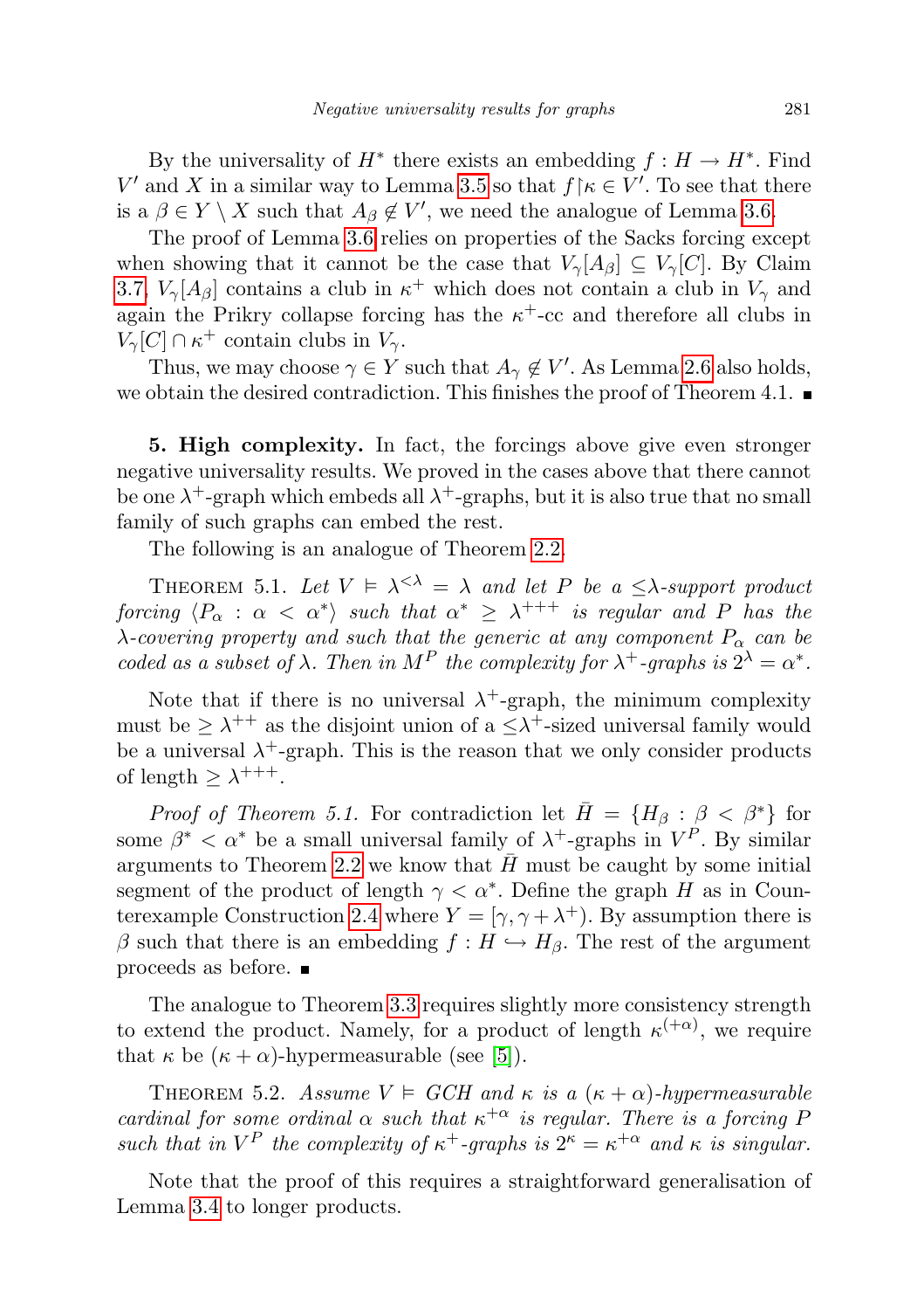By the universality of $H^*$ there exists an embedding $f : H \to H^*$. Find $V'$ and $X$ in a similar way to Lemma 3.5 so that $f\restriction\kappa \in V'$. To see that there is a $\beta \in Y \setminus X$ such that $A_\beta \notin V'$, we need the analogue of Lemma 3.6.

The proof of Lemma 3.6 relies on properties of the Sacks forcing except when showing that it cannot be the case that $V_\gamma[A_\beta] \subseteq V_\gamma[C]$. By Claim 3.7, $V_\gamma[A_\beta]$ contains a club in $\kappa^+$ which does not contain a club in $V_\gamma$ and again the Prikry collapse forcing has the $\kappa^+$-cc and therefore all clubs in $V_\gamma[C] \cap \kappa^+$ contain clubs in $V_\gamma$.

Thus, we may choose $\gamma \in Y$ such that $A_\gamma \notin V'$. As Lemma 2.6 also holds, we obtain the desired contradiction. This finishes the proof of Theorem 4.1. ∎

**5. High complexity.** In fact, the forcings above give even stronger negative universality results. We proved in the cases above that there cannot be one $\lambda^+$-graph which embeds all $\lambda^+$-graphs, but it is also true that no small family of such graphs can embed the rest.

The following is an analogue of Theorem 2.2.

Theorem 5.1. *Let $V \vDash \lambda^{<\lambda} = \lambda$ and let $P$ be a $\leq\lambda$-support product forcing $\langle P_\alpha : \alpha < \alpha^* \rangle$ such that $\alpha^* \geq \lambda^{+++}$ is regular and $P$ has the $\lambda$-covering property and such that the generic at any component $P_\alpha$ can be coded as a subset of $\lambda$. Then in $M^P$ the complexity for $\lambda^+$-graphs is $2^\lambda = \alpha^*$.*

Note that if there is no universal $\lambda^+$-graph, the minimum complexity must be $\geq \lambda^{++}$ as the disjoint union of a $\leq\lambda^+$-sized universal family would be a universal $\lambda^+$-graph. This is the reason that we only consider products of length $\geq \lambda^{+++}$.

*Proof of Theorem 5.1.* For contradiction let $\bar{H} = \{H_\beta : \beta < \beta^*\}$ for some $\beta^* < \alpha^*$ be a small universal family of $\lambda^+$-graphs in $V^P$. By similar arguments to Theorem 2.2 we know that $\bar{H}$ must be caught by some initial segment of the product of length $\gamma < \alpha^*$. Define the graph $H$ as in Counterexample Construction 2.4 where $Y = [\gamma, \gamma + \lambda^+)$. By assumption there is $\beta$ such that there is an embedding $f : H \hookrightarrow H_\beta$. The rest of the argument proceeds as before. ∎

The analogue to Theorem 3.3 requires slightly more consistency strength to extend the product. Namely, for a product of length $\kappa^{(+\alpha)}$, we require that $\kappa$ be $(\kappa + \alpha)$-hypermeasurable (see [5]).

Theorem 5.2. *Assume $V \vDash GCH$ and $\kappa$ is a $(\kappa + \alpha)$-hypermeasurable cardinal for some ordinal $\alpha$ such that $\kappa^{+\alpha}$ is regular. There is a forcing $P$ such that in $V^P$ the complexity of $\kappa^+$-graphs is $2^\kappa = \kappa^{+\alpha}$ and $\kappa$ is singular.*

Note that the proof of this requires a straightforward generalisation of Lemma 3.4 to longer products.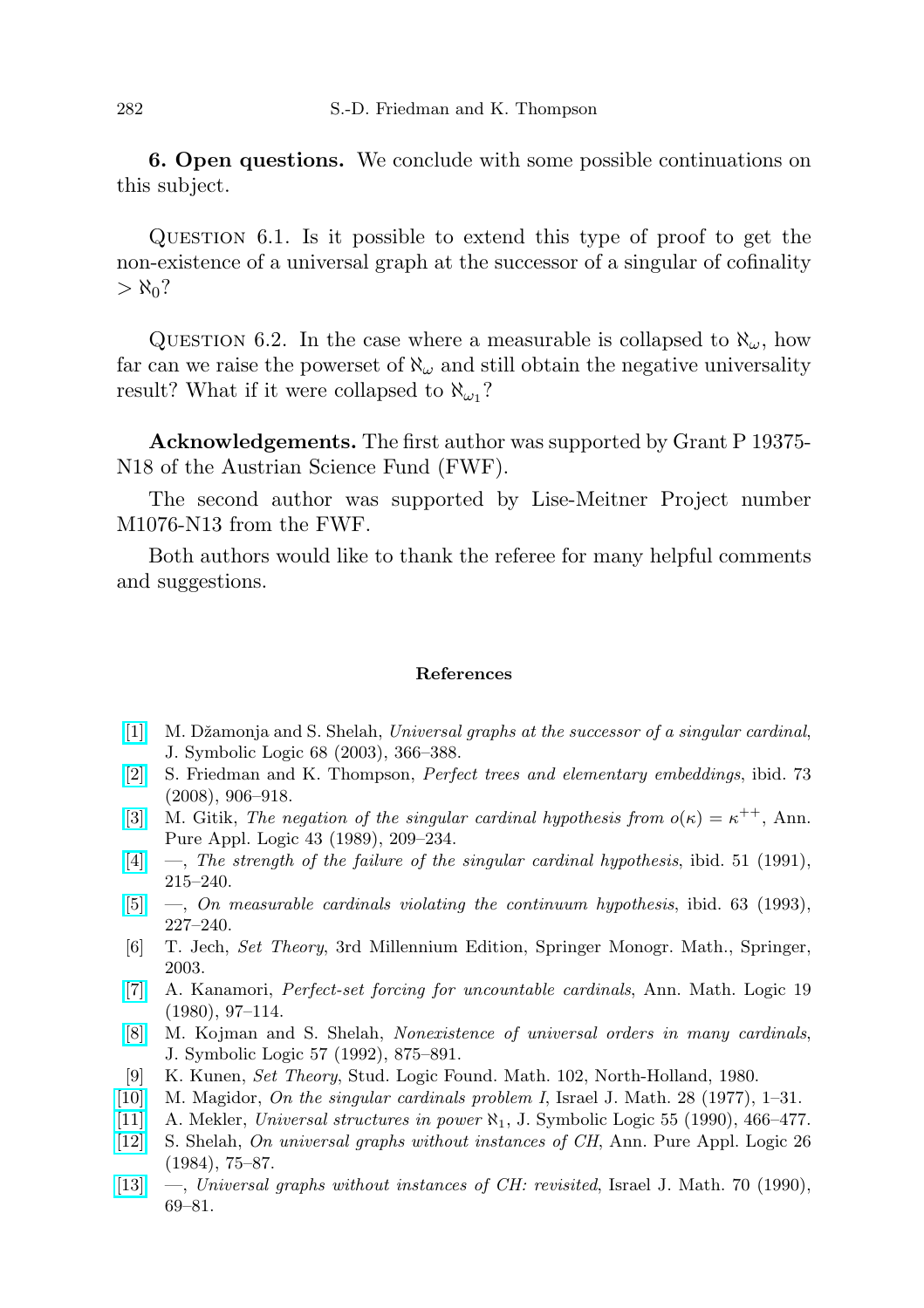**6. Open questions.** We conclude with some possible continuations on this subject.

Question 6.1. Is it possible to extend this type of proof to get the non-existence of a universal graph at the successor of a singular of cofinality $> \aleph_0$?

Question 6.2. In the case where a measurable is collapsed to $\aleph_\omega$, how far can we raise the powerset of $\aleph_\omega$ and still obtain the negative universality result? What if it were collapsed to $\aleph_{\omega_1}$?

**Acknowledgements.** The first author was supported by Grant P 19375-N18 of the Austrian Science Fund (FWF).

The second author was supported by Lise-Meitner Project number M1076-N13 from the FWF.

Both authors would like to thank the referee for many helpful comments and suggestions.

### References

[1] M. Džamonja and S. Shelah, *Universal graphs at the successor of a singular cardinal*, J. Symbolic Logic 68 (2003), 366–388.

[2] S. Friedman and K. Thompson, *Perfect trees and elementary embeddings*, ibid. 73 (2008), 906–918.

[3] M. Gitik, *The negation of the singular cardinal hypothesis from $o(\kappa) = \kappa^{++}$*, Ann. Pure Appl. Logic 43 (1989), 209–234.

[4] —, *The strength of the failure of the singular cardinal hypothesis*, ibid. 51 (1991), 215–240.

[5] —, *On measurable cardinals violating the continuum hypothesis*, ibid. 63 (1993), 227–240.

[6] T. Jech, *Set Theory*, 3rd Millennium Edition, Springer Monogr. Math., Springer, 2003.

[7] A. Kanamori, *Perfect-set forcing for uncountable cardinals*, Ann. Math. Logic 19 (1980), 97–114.

[8] M. Kojman and S. Shelah, *Nonexistence of universal orders in many cardinals*, J. Symbolic Logic 57 (1992), 875–891.

[9] K. Kunen, *Set Theory*, Stud. Logic Found. Math. 102, North-Holland, 1980.

[10] M. Magidor, *On the singular cardinals problem I*, Israel J. Math. 28 (1977), 1–31.

[11] A. Mekler, *Universal structures in power $\aleph_1$*, J. Symbolic Logic 55 (1990), 466–477.

[12] S. Shelah, *On universal graphs without instances of CH*, Ann. Pure Appl. Logic 26 (1984), 75–87.

[13] —, *Universal graphs without instances of CH: revisited*, Israel J. Math. 70 (1990), 69–81.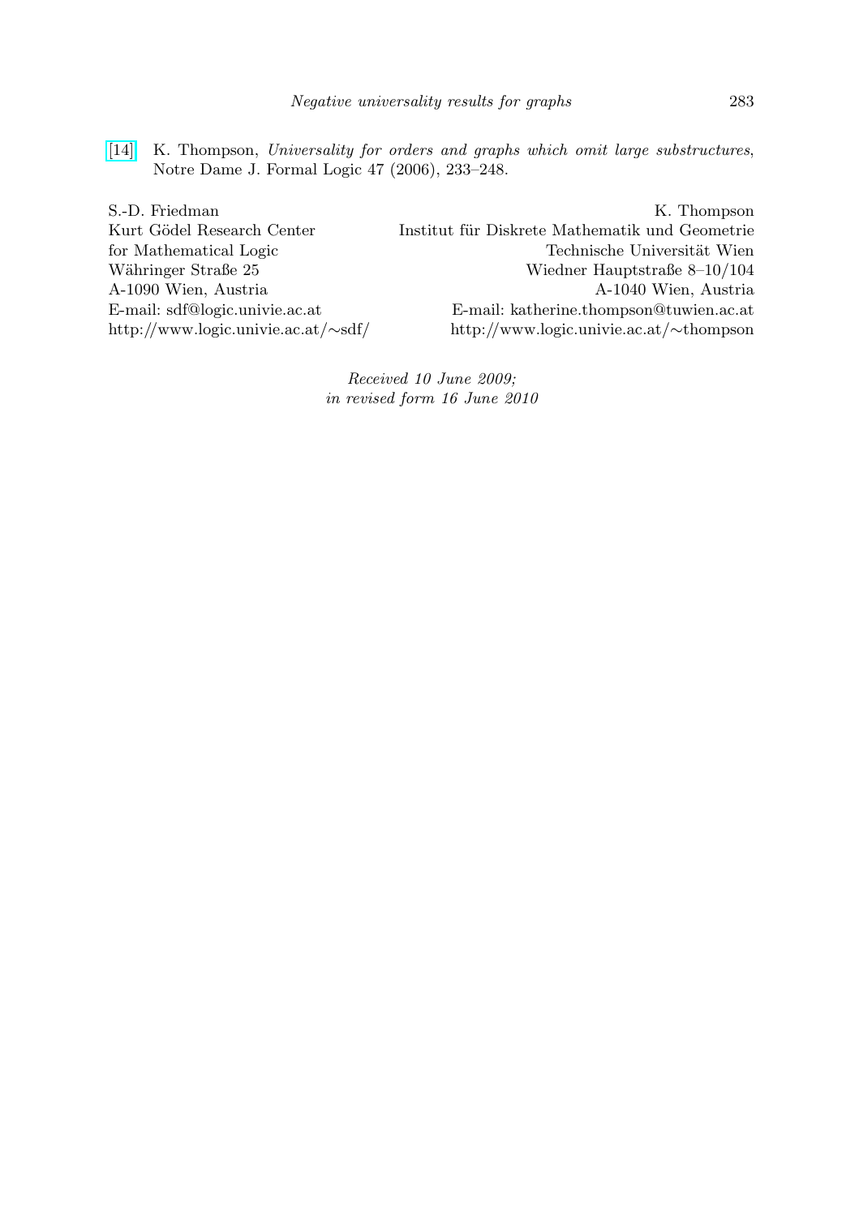[14] K. Thompson, *Universality for orders and graphs which omit large substructures*, Notre Dame J. Formal Logic 47 (2006), 233–248.

S.-D. Friedman
Kurt Gödel Research Center
for Mathematical Logic
Währinger Straße 25
A-1090 Wien, Austria
E-mail: sdf@logic.univie.ac.at
http://www.logic.univie.ac.at/∼sdf/

K. Thompson
Institut für Diskrete Mathematik und Geometrie
Technische Universität Wien
Wiedner Hauptstraße 8–10/104
A-1040 Wien, Austria
E-mail: katherine.thompson@tuwien.ac.at
http://www.logic.univie.ac.at/∼thompson

*Received 10 June 2009;*
*in revised form 16 June 2010*